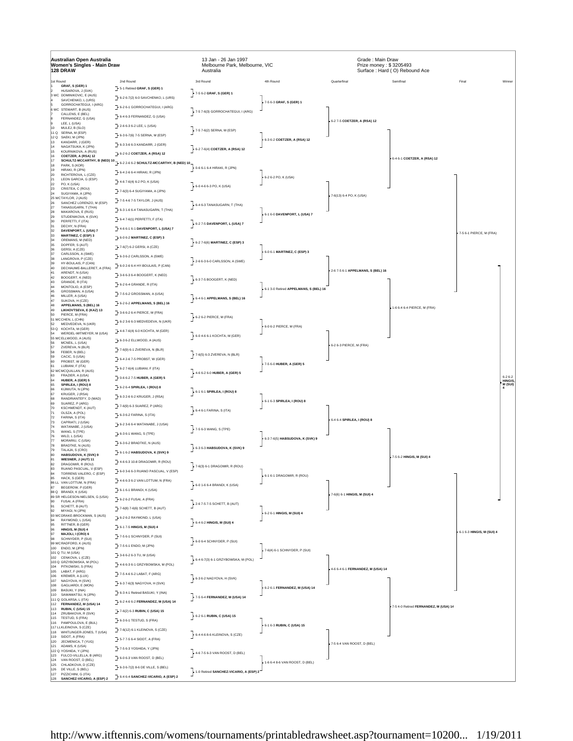# Australian Open Australia
## Women's Singles - Main Draw
### 128 DRAW

13 Jan - 26 Jan 1997
Melbourne Park, Melbourne, VIC
Australia

Grade : Main Draw
Prize money : $ 3205493
Surface : Hard ( O) Rebound Ace

## 1st Round

| # | Player |
|---|---|
| 1 | **GRAF, S (GER) 1** |
| 2 | HUSAROVA, J (SVK) |
| 3 WC | DOMINIKOVIC, E (AUS) |
| 4 | SAVCHENKO, L (URS) |
| 5 | GORROCHATEGUI, I (ARG) |
| 6 WC | STEWART, B (AUS) |
| 7 | CALLENS, E (BEL) |
| 8 | FERNANDEZ, G (USA) |
| 9 | LEE, L (USA) |
| 10 | MULEJ, B (SLO) |
| 11 Q | SERNA, M (ESP) |
| 12 Q | SAEKI, M (JPN) |
| 13 | KANDARR, J (GER) |
| 14 | NAGATSUKA, K (JPN) |
| 15 | KOURNIKOVA, A (RUS) |
| 16 | **COETZER, A (RSA) 12** |
| 17 | **SCHULTZ-MCCARTHY, B (NED) 10** |
| 18 | PARK, S (KOR) |
| 19 | HIRAKI, R (JPN) |
| 20 | RICHTEROVA, L (CZE) |
| 21 | LEON GARCIA, G (ESP) |
| 22 | PO, K (USA) |
| 23 | CRISTEA, C (ROU) |
| 24 | SUGIYAMA, A (JPN) |
| 25 WC | TAYLOR, J (AUS) |
| 26 | SANCHEZ LORENZO, M (ESP) |
| 27 | TANASUGARN, T (THA) |
| 28 | MAKAROVA, E (RUS) |
| 29 | STUDENIKOVA, K (SVK) |
| 30 | PERFETTI, F (ITA) |
| 31 | DECHY, N (FRA) |
| 32 | **DAVENPORT, L (USA) 7** |
| 33 | **MARTINEZ, C (ESP) 3** |
| 34 | OREMANS, M (NED) |
| 35 | DOPFER, S (AUT) |
| 36 | GERSI, A (CZE) |
| 37 | CARLSSON, A (SWE) |
| 38 | LANGROVA, P (CZE) |
| 39 | HY-BOULAIS, P (CAN) |
| 40 | DECHAUME-BALLERET, A (FRA) |
| 41 | ARENDT, N (USA) |
| 42 | BOOGERT, K (NED) |
| 43 | GRANDE, R (ITA) |
| 44 | MONTOLIO, A (ESP) |
| 45 | GROSSMAN, A (USA) |
| 46 | MILLER, A (USA) |
| 47 | SUKOVA, H (CZE) |
| 48 | **APPELMANS, S (BEL) 16** |
| 49 | **LIKHOVTSEVA, E (KAZ) 13** |
| 50 | PIERCE, M (FRA) |
| 51 WC | CHEN, L (CHN) |
| 52 | MEDVEDEVA, N (UKR) |
| 53 Q | KOCHTA, M (GER) |
| 54 | WERDEL-WITMEYER, M (USA) |
| 55 WC | ELLWOOD, A (AUS) |
| 56 | MCNEIL, L (USA) |
| 57 | ZVEREVA, N (BLR) |
| 58 | FEBER, N (BEL) |
| 59 | CACIC, S (USA) |
| 60 | PROBST, W (GER) |
| 61 | LUBIANI, F (ITA) |
| 62 WC | MCQUILLAN, R (AUS) |
| 63 | FRAZIER, A (USA) |
| 64 | **HUBER, A (GER) 5** |
| 65 | **SPIRLEA, I (ROU) 8** |
| 66 | KIJIMUTA, N (JPN) |
| 67 | KRUGER, J (RSA) |
| 68 | RANDRIANTEFY, D (MAD) |
| 69 | SUAREZ, P (ARG) |
| 70 | KSCHWENDT, K (AUT) |
| 71 | OLSZA, A (POL) |
| 72 | FARINA, S (ITA) |
| 73 | CAPRIATI, J (USA) |
| 74 | WATANABE, J (USA) |
| 75 | WANG, S (TPE) |
| 76 | WILD, L (USA) |
| 77 | MORARIU, C (USA) |
| 78 | BRADTKE, N (AUS) |
| 79 | TALAJA, S (CRO) |
| 80 | **HABSUDOVA, K (SVK) 9** |
| 81 | **WIESNER, J (AUT) 11** |
| 82 | DRAGOMIR, R (ROU) |
| 83 | RUANO PASCUAL, V (ESP) |
| 84 | TORRENS VALERO, C (ESP) |
| 85 | HACK, S (GER) |
| 86 LL | VAN LOTTUM, N (FRA) |
| 87 | BEGEROW, P (GER) |
| 88 Q | BRANDI, K (USA) |
| 89 SR | HELGESON-NIELSEN, G (USA) |
| 90 | FUSAI, A (FRA) |
| 91 | SCHETT, B (AUT) |
| 92 | MIYAGI, N (JPN) |
| 93 WC | DRAKE-BROCKMAN, S (AUS) |
| 94 | RAYMOND, L (USA) |
| 95 | RITTNER, B (GER) |
| 96 | **HINGIS, M (SUI) 4** |
| 97 | **MAJOLI, I (CRO) 6** |
| 98 | SCHNYDER, P (SUI) |
| 99 WC | RADFORD, K (AUS) |
| 100 | ENDO, M (JPN) |
| 101 Q | TU, M (USA) |
| 102 | CENKOVA, L (CZE) |
| 103 Q | GRZYBOWSKA, M (POL) |
| 104 | PITKOWSKI, S (FRA) |
| 105 | LABAT, F (ARG) |
| 106 | KREMER, A (LUX) |
| 107 | NAGYOVA, H (SVK) |
| 108 | GAGLIARDI, E (MON) |
| 109 | BASUKI, Y (INA) |
| 110 | SAWAMATSU, N (JPN) |
| 111 Q | GOLARSA, L (ITA) |
| 112 | **FERNANDEZ, M (USA) 14** |
| 113 | **RUBIN, C (USA) 15** |
| 114 | ZRUBAKOVA, R (SVK) |
| 115 | TESTUD, S (FRA) |
| 116 | PAMPOULOVA, E (BUL) |
| 117 LL | KLEINOVA, S (CZE) |
| 118 | WHITLINGER-JONES, T (USA) |
| 119 | SIDOT, A (FRA) |
| 120 | JECMENICA, T (YUG) |
| 121 | ADAMS, K (USA) |
| 122 Q | YOSHIDA, Y (JPN) |
| 123 | FULCO-VILLELLA, B (ARG) |
| 124 | VAN ROOST, D (BEL) |
| 125 | CHLADKOVA, D (CZE) |
| 126 | DE VILLE, S (BEL) |
| 127 | PIZZICHINI, G (ITA) |
| 128 | **SANCHEZ-VICARIO, A (ESP) 2** |

## 2nd Round

- 5-1 Retired **GRAF, S (GER) 1**
- 6-2 6-7(2) 6-0 SAVCHENKO, L (URS)
- 6-2 6-1 GORROCHATEGUI, I (ARG)
- 6-4 6-3 FERNANDEZ, G (USA)
- 2-6 6-3 6-2 LEE, L (USA)
- 6-3 6-7(6) 7-5 SERNA, M (ESP)
- 6-3 3-6 6-3 KANDARR, J (GER)
- 6-2 6-2 **COETZER, A (RSA) 12**
- 6-2 2-6 6-2 **SCHULTZ-MCCARTHY, B (NED) 10**
- 6-4 2-6 6-4 HIRAKI, R (JPN)
- 4-6 7-6(4) 6-2 PO, K (USA)
- 7-6(3) 6-4 SUGIYAMA, A (JPN)
- 7-5 4-6 7-5 TAYLOR, J (AUS)
- 6-3 1-6 6-4 TANASUGARN, T (THA)
- 6-4 7-6(1) PERFETTI, F (ITA)
- 4-6 6-1 6-1 **DAVENPORT, L (USA) 7**
- 6-0 6-2 **MARTINEZ, C (ESP) 3**
- 7-6(7) 6-2 GERSI, A (CZE)
- 6-3 6-2 CARLSSON, A (SWE)
- 6-0 2-6 6-4 HY-BOULAIS, P (CAN)
- 3-6 6-3 6-4 BOOGERT, K (NED)
- 6-2 6-4 GRANDE, R (ITA)
- 7-5 6-2 GROSSMAN, A (USA)
- 6-2 6-2 **APPELMANS, S (BEL) 16**
- 3-6 6-2 6-4 PIERCE, M (FRA)
- 6-2 3-6 6-3 MEDVEDEVA, N (UKR)
- 4-6 7-6(4) 6-0 KOCHTA, M (GER)
- 6-3 6-2 ELLWOOD, A (AUS)
- 7-6(9) 6-1 ZVEREVA, N (BLR)
- 6-4 2-6 7-5 PROBST, W (GER)
- 6-2 7-6(4) LUBIANI, F (ITA)
- 0-6 6-2 7-5 **HUBER, A (GER) 5**
- 6-2 6-4 **SPIRLEA, I (ROU) 8**
- 6-3 2-6 6-2 KRUGER, J (RSA)
- 7-6(9) 6-3 SUAREZ, P (ARG)
- 6-3 6-2 FARINA, S (ITA)
- 6-2 3-6 6-4 WATANABE, J (USA)
- 6-3 6-1 WANG, S (TPE)
- 6-3 6-2 BRADTKE, N (AUS)
- 6-1 6-2 **HABSUDOVA, K (SVK) 9**
- 4-6 6-3 10-8 DRAGOMIR, R (ROU)
- 6-0 3-6 6-3 RUANO PASCUAL, V (ESP)
- 4-6 6-3 6-2 VAN LOTTUM, N (FRA)
- 6-1 6-1 BRANDI, K (USA)
- 6-2 6-2 FUSAI, A (FRA)
- 7-6(8) 7-6(6) SCHETT, B (AUT)
- 6-2 6-2 RAYMOND, L (USA)
- 6-1 7-5 **HINGIS, M (SUI) 4**
- 7-5 6-1 SCHNYDER, P (SUI)
- 7-5 6-1 ENDO, M (JPN)
- 3-6 6-2 6-3 TU, M (USA)
- 4-6 6-3 6-1 GRZYBOWSKA, M (POL)
- 7-5 4-6 6-2 LABAT, F (ARG)
- 6-3 7-6(3) NAGYOVA, H (SVK)
- 6-3 4-1 Retired BASUKI, Y (INA)
- 6-2 4-6 6-2 **FERNANDEZ, M (USA) 14**
- 7-6(2) 6-3 **RUBIN, C (USA) 15**
- 6-3 6-1 TESTUD, S (FRA)
- 7-6(12) 6-1 KLEINOVA, S (CZE)
- 5-7 7-5 6-4 SIDOT, A (FRA)
- 7-5 6-3 YOSHIDA, Y (JPN)
- 6-0 6-3 VAN ROOST, D (BEL)
- 6-3 6-7(2) 8-6 DE VILLE, S (BEL)
- 6-4 6-4 **SANCHEZ-VICARIO, A (ESP) 2**

## 3rd Round

- 7-5 6-2 **GRAF, S (GER) 1**
- 7-5 7-6(3) GORROCHATEGUI, I (ARG)
- 7-5 7-6(2) SERNA, M (ESP)
- 6-2 7-6(4) **COETZER, A (RSA) 12**
- 0-6 6-1 6-4 HIRAKI, R (JPN)
- 6-0 4-6 6-3 PO, K (USA)
- 6-4 6-3 TANASUGARN, T (THA)
- 6-2 7-5 **DAVENPORT, L (USA) 7**
- 6-2 7-6(6) **MARTINEZ, C (ESP) 3**
- 2-6 6-3 6-0 CARLSSON, A (SWE)
- 6-3 7-5 BOOGERT, K (NED)
- 6-4 6-1 **APPELMANS, S (BEL) 16**
- 6-2 6-2 PIERCE, M (FRA)
- 6-0 4-6 6-1 KOCHTA, M (GER)
- 7-6(5) 6-3 ZVEREVA, N (BLR)
- 4-6 6-2 6-0 **HUBER, A (GER) 5**
- 6-1 6-1 **SPIRLEA, I (ROU) 8**
- 6-4 6-1 FARINA, S (ITA)
- 7-5 6-3 WANG, S (TPE)
- 6-3 6-3 **HABSUDOVA, K (SVK) 9**
- 7-6(3) 6-1 DRAGOMIR, R (ROU)
- 6-0 1-6 6-4 BRANDI, K (USA)
- 2-6 7-5 7-5 SCHETT, B (AUT)
- 6-4 6-2 **HINGIS, M (SUI) 4**
- 6-0 6-4 SCHNYDER, P (SUI)
- 6-4 7-6(3) 6-1 GRZYBOWSKA, M (POL)
- 6-3 6-2 NAGYOVA, H (SVK)
- 7-5 6-4 **FERNANDEZ, M (USA) 14**
- 6-2 6-1 **RUBIN, C (USA) 15**
- 6-4 4-6 8-6 KLEINOVA, S (CZE)
- 4-6 7-5 6-3 VAN ROOST, D (BEL)
- 1-0 Retired **SANCHEZ-VICARIO, A (ESP) 2**

## 4th Round

- 7-5 6-3 **GRAF, S (GER) 1**
- 6-3 6-2 **COETZER, A (RSA) 12**
- 6-2 6-2 PO, K (USA)
- 6-1 6-0 **DAVENPORT, L (USA) 7**
- 6-0 6-1 **MARTINEZ, C (ESP) 3**
- 6-1 3-0 Retired **APPELMANS, S (BEL) 16**
- 6-0 6-2 PIERCE, M (FRA)
- 7-5 6-0 **HUBER, A (GER) 5**
- 6-1 6-3 **SPIRLEA, I (ROU) 8**
- 6-3 7-6(5) **HABSUDOVA, K (SVK) 9**
- 6-1 6-1 DRAGOMIR, R (ROU)
- 6-2 6-1 **HINGIS, M (SUI) 4**
- 7-6(4) 6-1 SCHNYDER, P (SUI)
- 6-2 6-1 **FERNANDEZ, M (USA) 14**
- 6-1 6-3 **RUBIN, C (USA) 15**
- 1-6 6-4 8-6 VAN ROOST, D (BEL)

## Quarterfinal

- 6-2 7-5 **COETZER, A (RSA) 12**
- 7-6(13) 6-4 PO, K (USA)
- 2-6 7-5 6-1 **APPELMANS, S (BEL) 16**
- 6-2 6-3 PIERCE, M (FRA)
- 6-4 6-4 **SPIRLEA, I (ROU) 8**
- 7-6(6) 6-1 **HINGIS, M (SUI) 4**
- 4-6 6-4 6-1 **FERNANDEZ, M (USA) 14**
- 7-5 6-4 VAN ROOST, D (BEL)

## Semifinal

- 6-4 6-1 **COETZER, A (RSA) 12**
- 1-6 6-4 6-4 PIERCE, M (FRA)
- 7-5 6-2 **HINGIS, M (SUI) 4**
- 7-5 4-0 Retired **FERNANDEZ, M (USA) 14**

## Final

- 7-5 6-1 PIERCE, M (FRA)
- 6-1 6-3 **HINGIS, M (SUI) 4**

## Winner

- 6-2 6-2 **HINGIS, M (SUI) 4**

http://www.itftennis.com/womens/tournaments/printabledrawsheet.asp?tournament=10200... 1/19/2011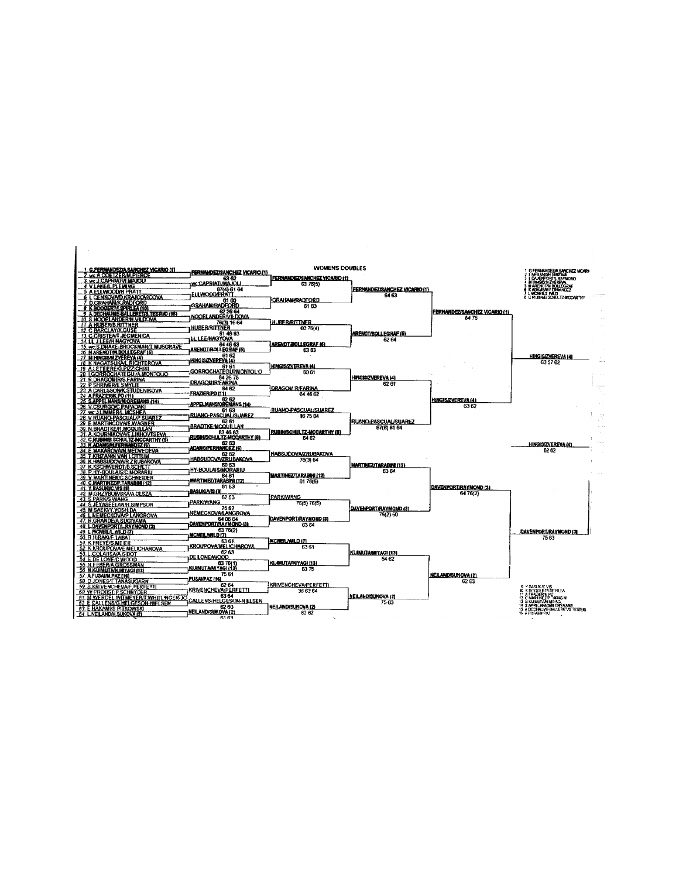## WOMENS DOUBLES

### First Round

1. G.FERNANDEZ/A.SANCHEZ VICARIO (1)
2. wc: A.COETZER/M.PIERCE
3. wc: J.CAPRIATI/I.MAJOLI
4. V.LAKE/L.FLEMING
5. A.ELLWOOD/H.PRATT
6. L.CENKOVA/D.KRAJCOVICOVA
7. D.GRAHAM/K.RADFORD
8. K.BOOGERT/L.SPIRLEA (10)
9. A.DECHAUME-BALLERET/S.TESTUD (15)
10. S.NOORLANDER/H.VILDOVA
11. A.HUBER/B.RITTNER
12. C.BARCLAY/K.GUSE
13. C.CRISTEA/T.JECMENICA
14. J.J.LEE/H.NAGYOVA
15. wc: S.DRAKE-BROCKMAN/T.MUSGRAVE
16. N.ARENDT/M.BOLLEGRAF (6)
17. M.HINGIS/N.ZVEREVA (4)
18. K.NAGATSUKA/L.RICHTEROVA
19. A.LETTIERE/G.PIZZICHINI
20. I.GORROCHATEGUI/A.MONTOLIO
21. R.DRAGOMIR/S.FARINA
22. P.SHRIVER/E.SMYLIE
23. A.CARLSSON/K.STUDENIKOVA
24. A.FRAZIER/K.PO (11)
25. S.APPELMANS/M.OREMANS (14)
26. V.CSURGO/C.PAPADAKI
27. wc: J.LIMMER/L.MCSHEA
28. V.RUANO-PASCUAL/P.SUAREZ
29. E.MARTINCOVA/E.WAGNER
30. N.BRADTKE/R.MCQUILLAN
31. A.KOURNIKOVA/E.LIKHOVTSEVA
32. C.RUBIN/B.SCHULTZ-MCCARTHY (9)
33. K.ADAMS/M.FERNANDEZ (6)
34. E.MAKAROVA/N.MEDVEDEVA
35. T.KRIZAN/N.VAN LOTTUM
36. K.HABSUDOVA/R.ZRUBAKOVA
37. K.KSCHWENDT/B.SCHETT
38. P.HY-BOULAIS/C.MORARIU
39. V.MARTINEK/C.SCHNEIDER
40. C.MARTINEZ/P.TARABINI (12)
41. Y.BASUKI/C.VIS (9)
42. M.GRZYBOWSKA/A.OLSZA
43. S.PARK/S.WANG
44. S.JEYASEELAN/R.SIMPSON
45. M.SAEKI/Y.YOSHIDA
46. L.NEMECKOVA/P.LANGROVA
47. R.GRANDE/A.SUGIYAMA
48. L.DAVENPORT/L.RAYMOND (3)
49. L.MCNEIL/J.WILD (7)
50. R.HIRAKI/F.LABAT
51. K.FREYE/S.MEIER
52. K.KROUPOVA/E.MELICHAROVA
53. L.GOLARSA/A.SIDOT
54. E.DE LONE/C.WOOD
55. N.FEBER/A.GROSSMAN
56. N.KIJIMUTA/N.MIYAGI (13)
57. A.FUSAI/N.PAZ (16)
58. D.JONES/T.TANASUGARN
59. S.KRIVENCHEVA/F.PERFETTI
60. W.PROBST/P.SCHNYDER
61. M.WERDEL WITMEYER/T.WHITLINGER-JONES
62. E.CALLENS/G.HELGESON-NIELSEN
63. E.HAKAMI/S.PITKOWSKI
64. L.NEILAND/H.SUKOVA (2)

### Second Round

- FERNANDEZ/SANCHEZ VICARIO (1) 63 62
- wc: CAPRIATI/MAJOLI 67(4) 61 64
- ELLWOOD/PRATT 61 60
- GRAHAM/RADFORD 62 26 64
- NOORLANDER/VILDOVA 76(3) 16 64
- HUBER/RITTNER 61 46 63
- J.J.LEE/NAGYOVA 64 46 63
- ARENDT/BOLLEGRAF (6) 61 62
- HINGIS/ZVEREVA (4) 61 61
- GORROCHATEGUI/MONTOLIO 64 26 75
- DRAGOMIR/FARINA 64 62
- FRAZIER/PO (11) 62 62
- APPELMANS/OREMANS (14) 61 63
- RUANO-PASCUAL/SUAREZ 62 61
- BRADTKE/MCQUILLAN 63 46 63
- RUBIN/SCHULTZ-MCCARTHY (9) 62 63
- ADAMS/FERNANDEZ (6) 62 62
- HABSUDOVA/ZRUBAKOVA 60 63
- HY-BOULAIS/MORARIU 64 61
- MARTINEZ/TARABINI (12) 61 63
- BASUKI/VIS (9) 62 63
- PARK/WANG 75 62
- NEMECKOVA/LANGROVA 64 06 64
- DAVENPORT/RAYMOND (3) 63 76(2)
- MCNEIL/WILD (7) 63 61
- KROUPOVA/MELICHAROVA 62 63
- DE LONE/WOOD 63 76(1)
- KIJIMUTA/MIYAGI (13) 75 61
- FUSAI/PAZ (16) 62 64
- KRIVENCHEVA/PERFETTI 63 64
- CALLENS/HELGESON-NIELSEN 62 60
- NEILAND/SUKOVA (2) 61 63

### Third Round

- FERNANDEZ/SANCHEZ VICARIO (1) 63 76(5)
- GRAHAM/RADFORD 61 63
- HUBER/RITTNER 60 76(4)
- ARENDT/BOLLEGRAF (6) 63 63
- HINGIS/ZVEREVA (4) 60 61
- DRAGOMIR/FARINA 64 46 62
- RUANO-PASCUAL/SUAREZ 16 75 64
- RUBIN/SCHULTZ-MCCARTHY (9) 64 62
- HABSUDOVA/ZRUBAKOVA 76(3) 64
- MARTINEZ/TARABINI (12) 61 76(5)
- PARK/WANG 76(5) 76(5)
- DAVENPORT/RAYMOND (3) 63 64
- MCNEIL/WILD (7) 63 61
- KIJIMUTA/MIYAGI (13) 63 75
- KRIVENCHEVA/PERFETTI 36 63 64
- NEILAND/SUKOVA (2) 62 62

### Quarterfinals

- FERNANDEZ/SANCHEZ VICARIO (1) 64 63
- ARENDT/BOLLEGRAF (6) 62 64
- HINGIS/ZVEREVA (4) 62 61
- RUANO-PASCUAL/SUAREZ 67(6) 61 64
- MARTINEZ/TARABINI (12) 63 64
- DAVENPORT/RAYMOND (3) 76(2) 60
- KIJIMUTA/MIYAGI (13) 64 62
- NEILAND/SUKOVA (2) 75 63

### Semifinals

- FERNANDEZ/SANCHEZ VICARIO (1) 64 75
- HINGIS/ZVEREVA (4) 63 62
- DAVENPORT/RAYMOND (3) 64 76(2)
- NEILAND/SUKOVA (2) 62 63

### Final

- HINGIS/ZVEREVA (4) 63 57 62
- DAVENPORT/RAYMOND (3) 75 63

### Champions

HINGIS/ZVEREVA (4) 62 62

### Seeds

1. G FERNANDEZ/A SANCHEZ VICARIO
2. L NEILAND/H SUKOVA
3. L DAVENPORT/L RAYMOND
4. M HINGIS/N ZVEREVA
5. N ARENDT/M BOLLEGRAF
6. K ADAMS/M FERNANDEZ
7. L MCNEIL/J WILD
8. C RUBIN/B SCHULTZ-MCCARTHY
9. Y BASUKI/C VIS
10. K BOOGERT/L SPIRLEA
11. A FRAZIER/K PO
12. C MARTINEZ/P TARABINI
13. N KIJIMUTA/N MIYAGI
14. S APPELMANS/M OREMANS
15. A DECHAUME-BALLERET/S TESTUD
16. A FUSAI/N PAZ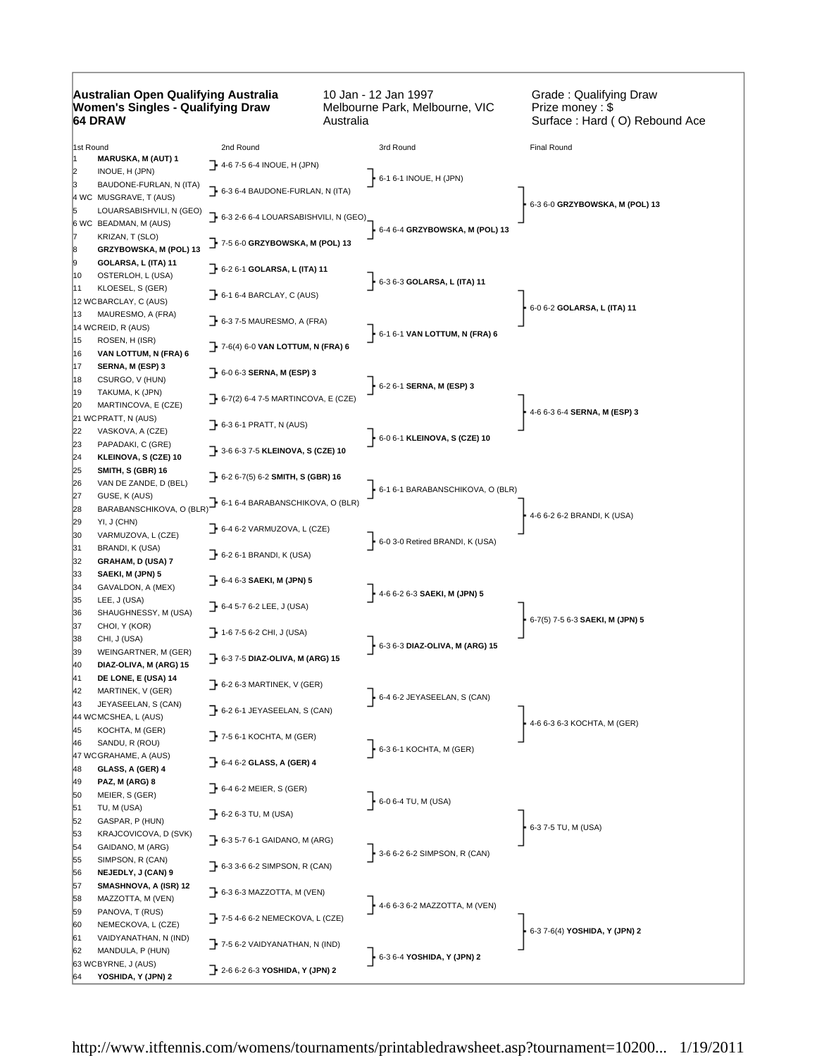**Australian Open Qualifying Australia**
**Women's Singles - Qualifying Draw**
**64 DRAW**

10 Jan - 12 Jan 1997
Melbourne Park, Melbourne, VIC
Australia

Grade : Qualifying Draw
Prize money : $
Surface : Hard ( O) Rebound Ace

| 1st Round | 2nd Round | 3rd Round | Final Round |
|---|---|---|---|
| 1 **MARUSKA, M (AUT) 1** | 4-6 7-5 6-4 INOUE, H (JPN) | 6-1 6-1 INOUE, H (JPN) | 6-3 6-0 **GRZYBOWSKA, M (POL) 13** |
| 2 INOUE, H (JPN) | | | |
| 3 BAUDONE-FURLAN, N (ITA) | 6-3 6-4 BAUDONE-FURLAN, N (ITA) | | |
| 4 WC MUSGRAVE, T (AUS) | | | |
| 5 LOUARSABISHVILI, N (GEO) | 6-3 2-6 6-4 LOUARSABISHVILI, N (GEO) | 6-4 6-4 **GRZYBOWSKA, M (POL) 13** | |
| 6 WC BEADMAN, M (AUS) | | | |
| 7 KRIZAN, T (SLO) | 7-5 6-0 **GRZYBOWSKA, M (POL) 13** | | |
| 8 **GRZYBOWSKA, M (POL) 13** | | | |
| 9 **GOLARSA, L (ITA) 11** | 6-2 6-1 **GOLARSA, L (ITA) 11** | 6-3 6-3 **GOLARSA, L (ITA) 11** | 6-0 6-2 **GOLARSA, L (ITA) 11** |
| 10 OSTERLOH, L (USA) | | | |
| 11 KLOESEL, S (GER) | 6-1 6-4 BARCLAY, C (AUS) | | |
| 12 WC BARCLAY, C (AUS) | | | |
| 13 MAURESMO, A (FRA) | 6-3 7-5 MAURESMO, A (FRA) | 6-1 6-1 **VAN LOTTUM, N (FRA) 6** | |
| 14 WC REID, R (AUS) | | | |
| 15 ROSEN, H (ISR) | 7-6(4) 6-0 **VAN LOTTUM, N (FRA) 6** | | |
| 16 **VAN LOTTUM, N (FRA) 6** | | | |
| 17 **SERNA, M (ESP) 3** | 6-0 6-3 **SERNA, M (ESP) 3** | 6-2 6-1 **SERNA, M (ESP) 3** | 4-6 6-3 6-4 **SERNA, M (ESP) 3** |
| 18 CSURGO, V (HUN) | | | |
| 19 TAKUMA, K (JPN) | 6-7(2) 6-4 7-5 MARTINCOVA, E (CZE) | | |
| 20 MARTINCOVA, E (CZE) | | | |
| 21 WC PRATT, N (AUS) | 6-3 6-1 PRATT, N (AUS) | 6-0 6-1 **KLEINOVA, S (CZE) 10** | |
| 22 VASKOVA, A (CZE) | | | |
| 23 PAPADAKI, C (GRE) | 3-6 6-3 7-5 **KLEINOVA, S (CZE) 10** | | |
| 24 **KLEINOVA, S (CZE) 10** | | | |
| 25 **SMITH, S (GBR) 16** | 6-2 6-7(5) 6-2 **SMITH, S (GBR) 16** | 6-1 6-1 BARABANSCHIKOVA, O (BLR) | 4-6 6-2 6-2 BRANDI, K (USA) |
| 26 VAN DE ZANDE, D (BEL) | | | |
| 27 GUSE, K (AUS) | 6-1 6-4 BARABANSCHIKOVA, O (BLR) | | |
| 28 BARABANSCHIKOVA, O (BLR) | | | |
| 29 YI, J (CHN) | 6-4 6-2 VARMUZOVA, L (CZE) | 6-0 3-0 Retired BRANDI, K (USA) | |
| 30 VARMUZOVA, L (CZE) | | | |
| 31 BRANDI, K (USA) | 6-2 6-1 BRANDI, K (USA) | | |
| 32 **GRAHAM, D (USA) 7** | | | |
| 33 **SAEKI, M (JPN) 5** | 6-4 6-3 **SAEKI, M (JPN) 5** | 4-6 6-2 6-3 **SAEKI, M (JPN) 5** | 6-7(5) 7-5 6-3 **SAEKI, M (JPN) 5** |
| 34 GAVALDON, A (MEX) | | | |
| 35 LEE, J (USA) | 6-4 5-7 6-2 LEE, J (USA) | | |
| 36 SHAUGHNESSY, M (USA) | | | |
| 37 CHOI, Y (KOR) | 1-6 7-5 6-2 CHI, J (USA) | 6-3 6-3 **DIAZ-OLIVA, M (ARG) 15** | |
| 38 CHI, J (USA) | | | |
| 39 WEINGARTNER, M (GER) | 6-3 7-5 **DIAZ-OLIVA, M (ARG) 15** | | |
| 40 **DIAZ-OLIVA, M (ARG) 15** | | | |
| 41 **DE LONE, E (USA) 14** | 6-2 6-3 MARTINEK, V (GER) | 6-4 6-2 JEYASEELAN, S (CAN) | 4-6 6-3 6-3 KOCHTA, M (GER) |
| 42 MARTINEK, V (GER) | | | |
| 43 JEYASEELAN, S (CAN) | 6-2 6-1 JEYASEELAN, S (CAN) | | |
| 44 WC MCSHEA, L (AUS) | | | |
| 45 KOCHTA, M (GER) | 7-5 6-1 KOCHTA, M (GER) | 6-3 6-1 KOCHTA, M (GER) | |
| 46 SANDU, R (ROU) | | | |
| 47 WC GRAHAME, A (AUS) | 6-4 6-2 **GLASS, A (GER) 4** | | |
| 48 **GLASS, A (GER) 4** | | | |
| 49 **PAZ, M (ARG) 8** | 6-4 6-2 MEIER, S (GER) | 6-0 6-4 TU, M (USA) | 6-3 7-5 TU, M (USA) |
| 50 MEIER, S (GER) | | | |
| 51 TU, M (USA) | 6-2 6-3 TU, M (USA) | | |
| 52 GASPAR, P (HUN) | | | |
| 53 KRAJCOVICOVA, D (SVK) | 6-3 5-7 6-1 GAIDANO, M (ARG) | 3-6 6-2 6-2 SIMPSON, R (CAN) | |
| 54 GAIDANO, M (ARG) | | | |
| 55 SIMPSON, R (CAN) | 6-3 3-6 6-2 SIMPSON, R (CAN) | | |
| 56 **NEJEDLY, J (CAN) 9** | | | |
| 57 **SMASHNOVA, A (ISR) 12** | 6-3 6-3 MAZZOTTA, M (VEN) | 4-6 6-3 6-2 MAZZOTTA, M (VEN) | 6-3 7-6(4) **YOSHIDA, Y (JPN) 2** |
| 58 MAZZOTTA, M (VEN) | | | |
| 59 PANOVA, T (RUS) | 7-5 4-6 6-2 NEMECKOVA, L (CZE) | | |
| 60 NEMECKOVA, L (CZE) | | | |
| 61 VAIDYANATHAN, N (IND) | 7-5 6-2 VAIDYANATHAN, N (IND) | 6-3 6-4 **YOSHIDA, Y (JPN) 2** | |
| 62 MANDULA, P (HUN) | | | |
| 63 WC BYRNE, J (AUS) | 2-6 6-2 6-3 **YOSHIDA, Y (JPN) 2** | | |
| 64 **YOSHIDA, Y (JPN) 2** | | | |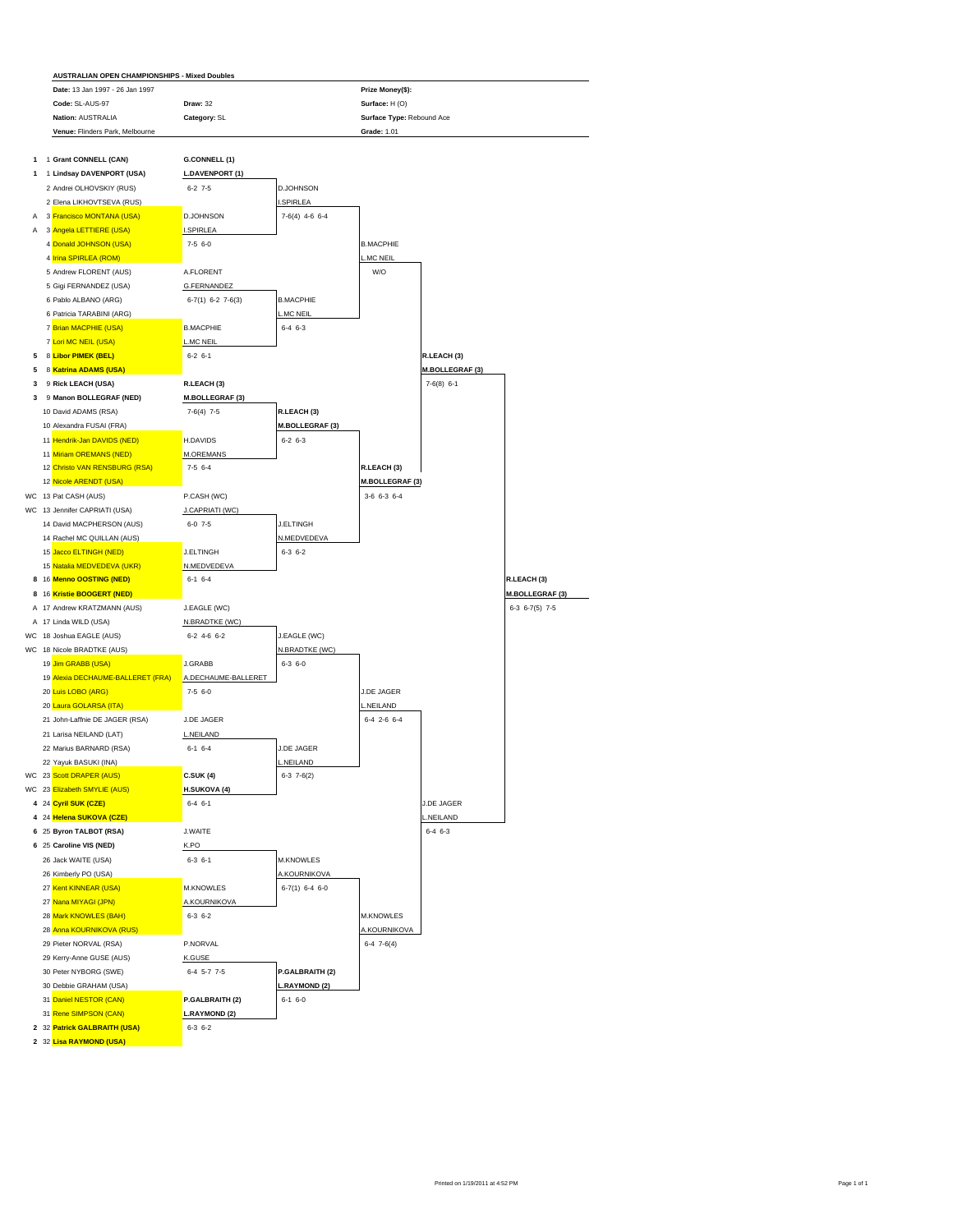**AUSTRALIAN OPEN CHAMPIONSHIPS - Mixed Doubles**

| | | | |
|---|---|---|---|
| **Date:** 13 Jan 1997 - 26 Jan 1997 | | **Prize Money($):** | |
| **Code:** SL-AUS-97 | **Draw:** 32 | **Surface:** H (O) | |
| **Nation:** AUSTRALIA | **Category:** SL | **Surface Type:** Rebound Ace | |
| **Venue:** Flinders Park, Melbourne | | **Grade:** 1.01 | |

| Seed | # | Player | Round 1 | Round 2 | Quarterfinals | Semifinals | Final |
|---|---|---|---|---|---|---|---|
| 1 | 1 | **Grant CONNELL (CAN)** | **G.CONNELL (1)** | | | | |
| 1 | 1 | **Lindsay DAVENPORT (USA)** | **L.DAVENPORT (1)** | | | | |
| | 2 | Andrei OLHOVSKIY (RUS) | 6-2 7-5 | D.JOHNSON | | | |
| | 2 | Elena LIKHOVTSEVA (RUS) | | I.SPIRLEA | | | |
| A | 3 | Francisco MONTANA (USA) | D.JOHNSON | 7-6(4) 4-6 6-4 | | | |
| A | 3 | Angela LETTIERE (USA) | I.SPIRLEA | | | | |
| | 4 | Donald JOHNSON (USA) | 7-5 6-0 | | B.MACPHIE | | |
| | 4 | Irina SPIRLEA (ROM) | | | L.MC NEIL | | |
| | 5 | Andrew FLORENT (AUS) | A.FLORENT | | W/O | | |
| | 5 | Gigi FERNANDEZ (USA) | G.FERNANDEZ | | | | |
| | 6 | Pablo ALBANO (ARG) | 6-7(1) 6-2 7-6(3) | B.MACPHIE | | | |
| | 6 | Patricia TARABINI (ARG) | | L.MC NEIL | | | |
| | 7 | Brian MACPHIE (USA) | B.MACPHIE | 6-4 6-3 | | | |
| | 7 | Lori MC NEIL (USA) | L.MC NEIL | | | | |
| 5 | 8 | **Libor PIMEK (BEL)** | 6-2 6-1 | | | **R.LEACH (3)** | |
| 5 | 8 | **Katrina ADAMS (USA)** | | | | **M.BOLLEGRAF (3)** | |
| 3 | 9 | **Rick LEACH (USA)** | **R.LEACH (3)** | | | 7-6(8) 6-1 | |
| 3 | 9 | **Manon BOLLEGRAF (NED)** | **M.BOLLEGRAF (3)** | | | | |
| | 10 | David ADAMS (RSA) | 7-6(4) 7-5 | **R.LEACH (3)** | | | |
| | 10 | Alexandra FUSAI (FRA) | | **M.BOLLEGRAF (3)** | | | |
| | 11 | Hendrik-Jan DAVIDS (NED) | H.DAVIDS | 6-2 6-3 | | | |
| | 11 | Miriam OREMANS (NED) | M.OREMANS | | | | |
| | 12 | Christo VAN RENSBURG (RSA) | 7-5 6-4 | | **R.LEACH (3)** | | |
| | 12 | Nicole ARENDT (USA) | | | **M.BOLLEGRAF (3)** | | |
| WC | 13 | Pat CASH (AUS) | P.CASH (WC) | | 3-6 6-3 6-4 | | |
| WC | 13 | Jennifer CAPRIATI (USA) | J.CAPRIATI (WC) | | | | |
| | 14 | David MACPHERSON (AUS) | 6-0 7-5 | J.ELTINGH | | | |
| | 14 | Rachel MC QUILLAN (AUS) | | N.MEDVEDEVA | | | |
| | 15 | Jacco ELTINGH (NED) | J.ELTINGH | 6-3 6-2 | | | |
| | 15 | Natalia MEDVEDEVA (UKR) | N.MEDVEDEVA | | | | |
| 8 | 16 | **Menno OOSTING (NED)** | 6-1 6-4 | | | | **R.LEACH (3)** |
| 8 | 16 | **Kristie BOOGERT (NED)** | | | | | **M.BOLLEGRAF (3)** |
| A | 17 | Andrew KRATZMANN (AUS) | J.EAGLE (WC) | | | | 6-3 6-7(5) 7-5 |
| A | 17 | Linda WILD (USA) | N.BRADTKE (WC) | | | | |
| WC | 18 | Joshua EAGLE (AUS) | 6-2 4-6 6-2 | J.EAGLE (WC) | | | |
| WC | 18 | Nicole BRADTKE (AUS) | | N.BRADTKE (WC) | | | |
| | 19 | Jim GRABB (USA) | J.GRABB | 6-3 6-0 | | | |
| | 19 | Alexia DECHAUME-BALLERET (FRA) | A.DECHAUME-BALLERET | | | | |
| | 20 | Luis LOBO (ARG) | 7-5 6-0 | | J.DE JAGER | | |
| | 20 | Laura GOLARSA (ITA) | | | L.NEILAND | | |
| | 21 | John-Laffnie DE JAGER (RSA) | J.DE JAGER | | 6-4 2-6 6-4 | | |
| | 21 | Larisa NEILAND (LAT) | L.NEILAND | | | | |
| | 22 | Marius BARNARD (RSA) | 6-1 6-4 | J.DE JAGER | | | |
| | 22 | Yayuk BASUKI (INA) | | L.NEILAND | | | |
| WC | 23 | Scott DRAPER (AUS) | **C.SUK (4)** | 6-3 7-6(2) | | | |
| WC | 23 | Elizabeth SMYLIE (AUS) | **H.SUKOVA (4)** | | | | |
| 4 | 24 | **Cyril SUK (CZE)** | 6-4 6-1 | | | J.DE JAGER | |
| 4 | 24 | **Helena SUKOVA (CZE)** | | | | L.NEILAND | |
| 6 | 25 | **Byron TALBOT (RSA)** | J.WAITE | | | 6-4 6-3 | |
| 6 | 25 | **Caroline VIS (NED)** | K.PO | | | | |
| | 26 | Jack WAITE (USA) | 6-3 6-1 | M.KNOWLES | | | |
| | 26 | Kimberly PO (USA) | | A.KOURNIKOVA | | | |
| | 27 | Kent KINNEAR (USA) | M.KNOWLES | 6-7(1) 6-4 6-0 | | | |
| | 27 | Nana MIYAGI (JPN) | A.KOURNIKOVA | | | | |
| | 28 | Mark KNOWLES (BAH) | 6-3 6-2 | | M.KNOWLES | | |
| | 28 | Anna KOURNIKOVA (RUS) | | | A.KOURNIKOVA | | |
| | 29 | Pieter NORVAL (RSA) | P.NORVAL | | 6-4 7-6(4) | | |
| | 29 | Kerry-Anne GUSE (AUS) | K.GUSE | | | | |
| | 30 | Peter NYBORG (SWE) | 6-4 5-7 7-5 | **P.GALBRAITH (2)** | | | |
| | 30 | Debbie GRAHAM (USA) | | **L.RAYMOND (2)** | | | |
| | 31 | Daniel NESTOR (CAN) | **P.GALBRAITH (2)** | 6-1 6-0 | | | |
| | 31 | Rene SIMPSON (CAN) | **L.RAYMOND (2)** | | | | |
| 2 | 32 | **Patrick GALBRAITH (USA)** | 6-3 6-2 | | | | |
| 2 | 32 | **Lisa RAYMOND (USA)** | | | | | |

Printed on 1/19/2011 at 4:52 PM